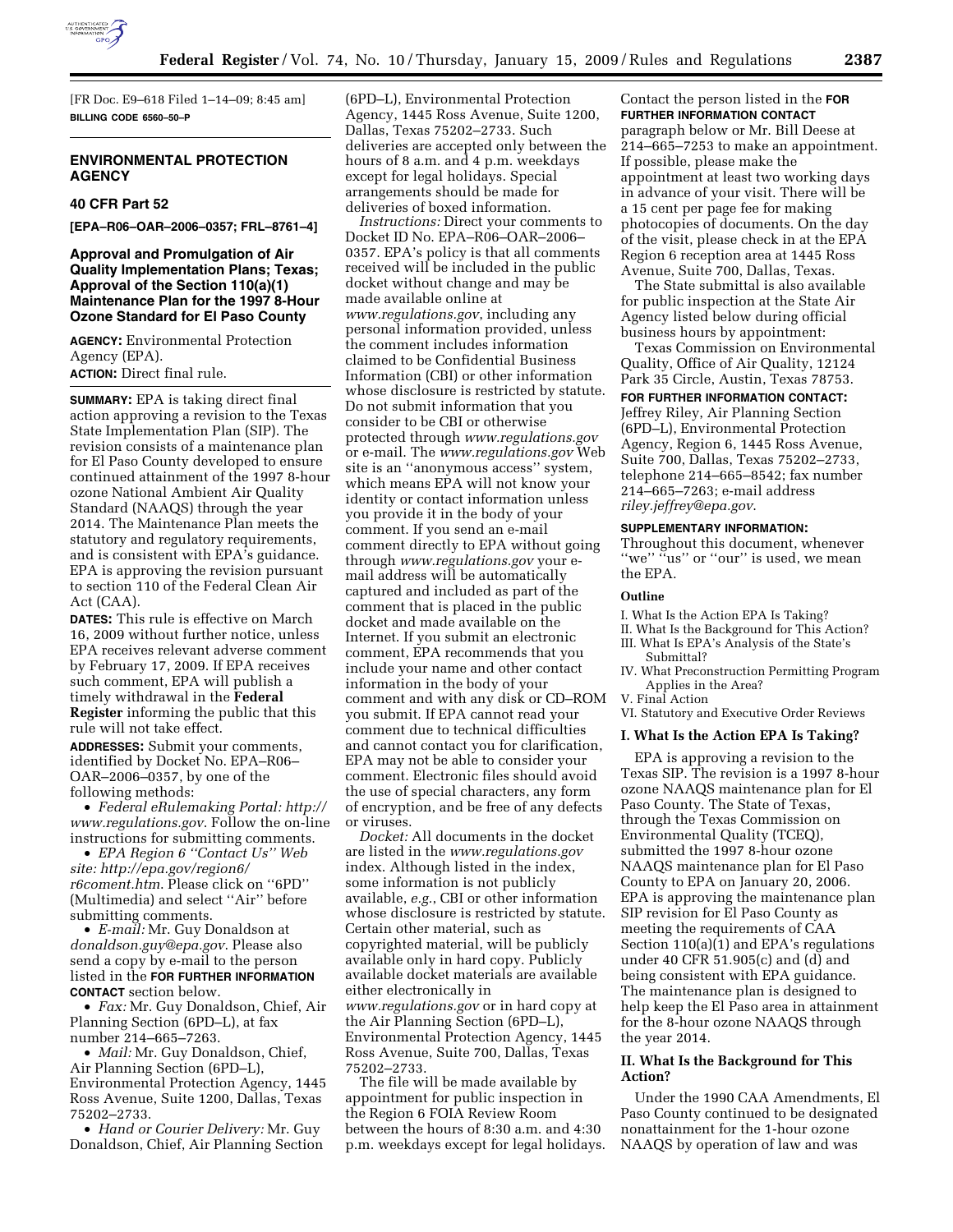[FR Doc. E9–618 Filed 1–14–09; 8:45 am]

**BILLING CODE 6560–50–P**

## ENVIRONMENTAL PROTECTION AGENCY

### 40 CFR Part 52

**[EPA–R06–OAR–2006–0357; FRL–8761–4]**

### Approval and Promulgation of Air Quality Implementation Plans; Texas; Approval of the Section 110(a)(1) Maintenance Plan for the 1997 8-Hour Ozone Standard for El Paso County

**AGENCY:** Environmental Protection Agency (EPA).

**ACTION:** Direct final rule.

**SUMMARY:** EPA is taking direct final action approving a revision to the Texas State Implementation Plan (SIP). The revision consists of a maintenance plan for El Paso County developed to ensure continued attainment of the 1997 8-hour ozone National Ambient Air Quality Standard (NAAQS) through the year 2014. The Maintenance Plan meets the statutory and regulatory requirements, and is consistent with EPA's guidance. EPA is approving the revision pursuant to section 110 of the Federal Clean Air Act (CAA).

**DATES:** This rule is effective on March 16, 2009 without further notice, unless EPA receives relevant adverse comment by February 17, 2009. If EPA receives such comment, EPA will publish a timely withdrawal in the **Federal Register** informing the public that this rule will not take effect.

**ADDRESSES:** Submit your comments, identified by Docket No. EPA–R06–OAR–2006–0357, by one of the following methods:

- *Federal eRulemaking Portal: http://www.regulations.gov*. Follow the on-line instructions for submitting comments.
- *EPA Region 6 ''Contact Us'' Web site: http://epa.gov/region6/r6coment.htm*. Please click on ''6PD'' (Multimedia) and select ''Air'' before submitting comments.
- *E-mail:* Mr. Guy Donaldson at *donaldson.guy@epa.gov*. Please also send a copy by e-mail to the person listed in the **FOR FURTHER INFORMATION CONTACT** section below.
- *Fax:* Mr. Guy Donaldson, Chief, Air Planning Section (6PD–L), at fax number 214–665–7263.
- *Mail:* Mr. Guy Donaldson, Chief, Air Planning Section (6PD–L), Environmental Protection Agency, 1445 Ross Avenue, Suite 1200, Dallas, Texas 75202–2733.
- *Hand or Courier Delivery:* Mr. Guy Donaldson, Chief, Air Planning Section (6PD–L), Environmental Protection Agency, 1445 Ross Avenue, Suite 1200, Dallas, Texas 75202–2733. Such deliveries are accepted only between the hours of 8 a.m. and 4 p.m. weekdays except for legal holidays. Special arrangements should be made for deliveries of boxed information.

*Instructions:* Direct your comments to Docket ID No. EPA–R06–OAR–2006–0357. EPA's policy is that all comments received will be included in the public docket without change and may be made available online at *www.regulations.gov*, including any personal information provided, unless the comment includes information claimed to be Confidential Business Information (CBI) or other information whose disclosure is restricted by statute. Do not submit information that you consider to be CBI or otherwise protected through *www.regulations.gov* or e-mail. The *www.regulations.gov* Web site is an ''anonymous access'' system, which means EPA will not know your identity or contact information unless you provide it in the body of your comment. If you send an e-mail comment directly to EPA without going through *www.regulations.gov* your e-mail address will be automatically captured and included as part of the comment that is placed in the public docket and made available on the Internet. If you submit an electronic comment, EPA recommends that you include your name and other contact information in the body of your comment and with any disk or CD–ROM you submit. If EPA cannot read your comment due to technical difficulties and cannot contact you for clarification, EPA may not be able to consider your comment. Electronic files should avoid the use of special characters, any form of encryption, and be free of any defects or viruses.

*Docket:* All documents in the docket are listed in the *www.regulations.gov* index. Although listed in the index, some information is not publicly available, *e.g.*, CBI or other information whose disclosure is restricted by statute. Certain other material, such as copyrighted material, will be publicly available only in hard copy. Publicly available docket materials are available either electronically in *www.regulations.gov* or in hard copy at the Air Planning Section (6PD–L), Environmental Protection Agency, 1445 Ross Avenue, Suite 700, Dallas, Texas 75202–2733.

The file will be made available by appointment for public inspection in the Region 6 FOIA Review Room between the hours of 8:30 a.m. and 4:30 p.m. weekdays except for legal holidays. Contact the person listed in the **FOR FURTHER INFORMATION CONTACT** paragraph below or Mr. Bill Deese at 214–665–7253 to make an appointment. If possible, please make the appointment at least two working days in advance of your visit. There will be a 15 cent per page fee for making photocopies of documents. On the day of the visit, please check in at the EPA Region 6 reception area at 1445 Ross Avenue, Suite 700, Dallas, Texas.

The State submittal is also available for public inspection at the State Air Agency listed below during official business hours by appointment:

Texas Commission on Environmental Quality, Office of Air Quality, 12124 Park 35 Circle, Austin, Texas 78753.

**FOR FURTHER INFORMATION CONTACT:** Jeffrey Riley, Air Planning Section (6PD–L), Environmental Protection Agency, Region 6, 1445 Ross Avenue, Suite 700, Dallas, Texas 75202–2733, telephone 214–665–8542; fax number 214–665–7263; e-mail address *riley.jeffrey@epa.gov*.

**SUPPLEMENTARY INFORMATION:** Throughout this document, whenever ''we'' ''us'' or ''our'' is used, we mean the EPA.

#### Outline

I. What Is the Action EPA Is Taking?
II. What Is the Background for This Action?
III. What Is EPA's Analysis of the State's Submittal?
IV. What Preconstruction Permitting Program Applies in the Area?
V. Final Action
VI. Statutory and Executive Order Reviews

#### I. What Is the Action EPA Is Taking?

EPA is approving a revision to the Texas SIP. The revision is a 1997 8-hour ozone NAAQS maintenance plan for El Paso County. The State of Texas, through the Texas Commission on Environmental Quality (TCEQ), submitted the 1997 8-hour ozone NAAQS maintenance plan for El Paso County to EPA on January 20, 2006. EPA is approving the maintenance plan SIP revision for El Paso County as meeting the requirements of CAA Section 110(a)(1) and EPA's regulations under 40 CFR 51.905(c) and (d) and being consistent with EPA guidance. The maintenance plan is designed to help keep the El Paso area in attainment for the 8-hour ozone NAAQS through the year 2014.

#### II. What Is the Background for This Action?

Under the 1990 CAA Amendments, El Paso County continued to be designated nonattainment for the 1-hour ozone NAAQS by operation of law and was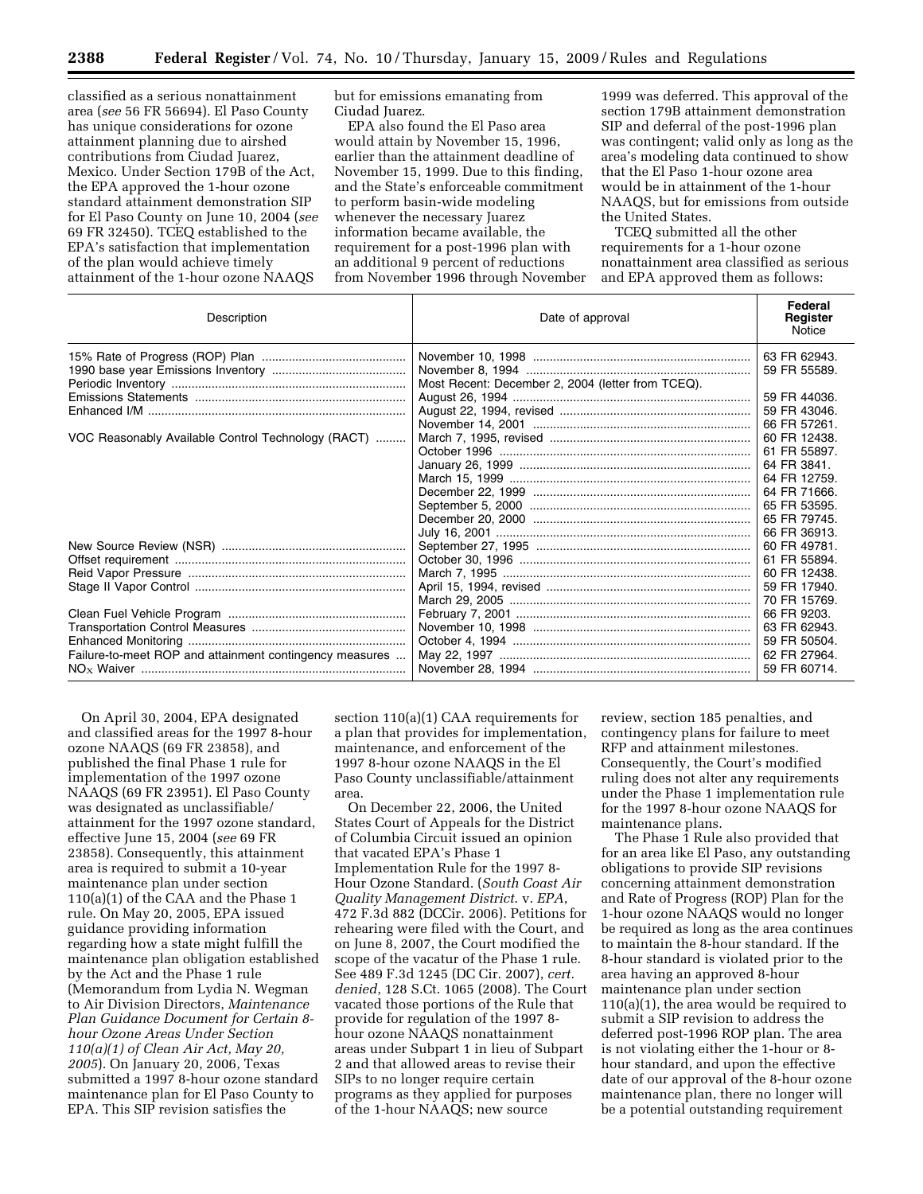classified as a serious nonattainment area (*see* 56 FR 56694). El Paso County has unique considerations for ozone attainment planning due to airshed contributions from Ciudad Juarez, Mexico. Under Section 179B of the Act, the EPA approved the 1-hour ozone standard attainment demonstration SIP for El Paso County on June 10, 2004 (*see* 69 FR 32450). TCEQ established to the EPA's satisfaction that implementation of the plan would achieve timely attainment of the 1-hour ozone NAAQS but for emissions emanating from Ciudad Juarez.

EPA also found the El Paso area would attain by November 15, 1996, earlier than the attainment deadline of November 15, 1999. Due to this finding, and the State's enforceable commitment to perform basin-wide modeling whenever the necessary Juarez information became available, the requirement for a post-1996 plan with an additional 9 percent of reductions from November 1996 through November 1999 was deferred. This approval of the section 179B attainment demonstration SIP and deferral of the post-1996 plan was contingent; valid only as long as the area's modeling data continued to show that the El Paso 1-hour ozone area would be in attainment of the 1-hour NAAQS, but for emissions from outside the United States.

TCEQ submitted all the other requirements for a 1-hour ozone nonattainment area classified as serious and EPA approved them as follows:

| Description | Date of approval | Federal Register Notice |
|---|---|---|
| 15% Rate of Progress (ROP) Plan | November 10, 1998 | 63 FR 62943. |
| 1990 base year Emissions Inventory | November 8, 1994 | 59 FR 55589. |
| Periodic Inventory | Most Recent: December 2, 2004 (letter from TCEQ). | |
| Emissions Statements | August 26, 1994 | 59 FR 44036. |
| Enhanced I/M | August 22, 1994, revised | 59 FR 43046. |
| | November 14, 2001 | 66 FR 57261. |
| VOC Reasonably Available Control Technology (RACT) | March 7, 1995, revised | 60 FR 12438. |
| | October 1996 | 61 FR 55897. |
| | January 26, 1999 | 64 FR 3841. |
| | March 15, 1999 | 64 FR 12759. |
| | December 22, 1999 | 64 FR 71666. |
| | September 5, 2000 | 65 FR 53595. |
| | December 20, 2000 | 65 FR 79745. |
| | July 16, 2001 | 66 FR 36913. |
| New Source Review (NSR) | September 27, 1995 | 60 FR 49781. |
| Offset requirement | October 30, 1996 | 61 FR 55894. |
| Reid Vapor Pressure | March 7, 1995 | 60 FR 12438. |
| Stage II Vapor Control | April 15, 1994, revised | 59 FR 17940. |
| | March 29, 2005 | 70 FR 15769. |
| Clean Fuel Vehicle Program | February 7, 2001 | 66 FR 9203. |
| Transportation Control Measures | November 10, 1998 | 63 FR 62943. |
| Enhanced Monitoring | October 4, 1994 | 59 FR 50504. |
| Failure-to-meet ROP and attainment contingency measures | May 22, 1997 | 62 FR 27964. |
| $NO_X$ Waiver | November 28, 1994 | 59 FR 60714. |

On April 30, 2004, EPA designated and classified areas for the 1997 8-hour ozone NAAQS (69 FR 23858), and published the final Phase 1 rule for implementation of the 1997 ozone NAAQS (69 FR 23951). El Paso County was designated as unclassifiable/attainment for the 1997 ozone standard, effective June 15, 2004 (*see* 69 FR 23858). Consequently, this attainment area is required to submit a 10-year maintenance plan under section 110(a)(1) of the CAA and the Phase 1 rule. On May 20, 2005, EPA issued guidance providing information regarding how a state might fulfill the maintenance plan obligation established by the Act and the Phase 1 rule (Memorandum from Lydia N. Wegman to Air Division Directors, *Maintenance Plan Guidance Document for Certain 8-hour Ozone Areas Under Section 110(a)(1) of Clean Air Act, May 20, 2005*). On January 20, 2006, Texas submitted a 1997 8-hour ozone standard maintenance plan for El Paso County to EPA. This SIP revision satisfies the section 110(a)(1) CAA requirements for a plan that provides for implementation, maintenance, and enforcement of the 1997 8-hour ozone NAAQS in the El Paso County unclassifiable/attainment area.

On December 22, 2006, the United States Court of Appeals for the District of Columbia Circuit issued an opinion that vacated EPA's Phase 1 Implementation Rule for the 1997 8-Hour Ozone Standard. (*South Coast Air Quality Management District.* v. *EPA*, 472 F.3d 882 (DCCir. 2006). Petitions for rehearing were filed with the Court, and on June 8, 2007, the Court modified the scope of the vacatur of the Phase 1 rule. See 489 F.3d 1245 (DC Cir. 2007), *cert. denied*, 128 S.Ct. 1065 (2008). The Court vacated those portions of the Rule that provide for regulation of the 1997 8-hour ozone NAAQS nonattainment areas under Subpart 1 in lieu of Subpart 2 and that allowed areas to revise their SIPs to no longer require certain programs as they applied for purposes of the 1-hour NAAQS; new source review, section 185 penalties, and contingency plans for failure to meet RFP and attainment milestones. Consequently, the Court's modified ruling does not alter any requirements under the Phase 1 implementation rule for the 1997 8-hour ozone NAAQS for maintenance plans.

The Phase 1 Rule also provided that for an area like El Paso, any outstanding obligations to provide SIP revisions concerning attainment demonstration and Rate of Progress (ROP) Plan for the 1-hour ozone NAAQS would no longer be required as long as the area continues to maintain the 8-hour standard. If the 8-hour standard is violated prior to the area having an approved 8-hour maintenance plan under section 110(a)(1), the area would be required to submit a SIP revision to address the deferred post-1996 ROP plan. The area is not violating either the 1-hour or 8-hour standard, and upon the effective date of our approval of the 8-hour ozone maintenance plan, there no longer will be a potential outstanding requirement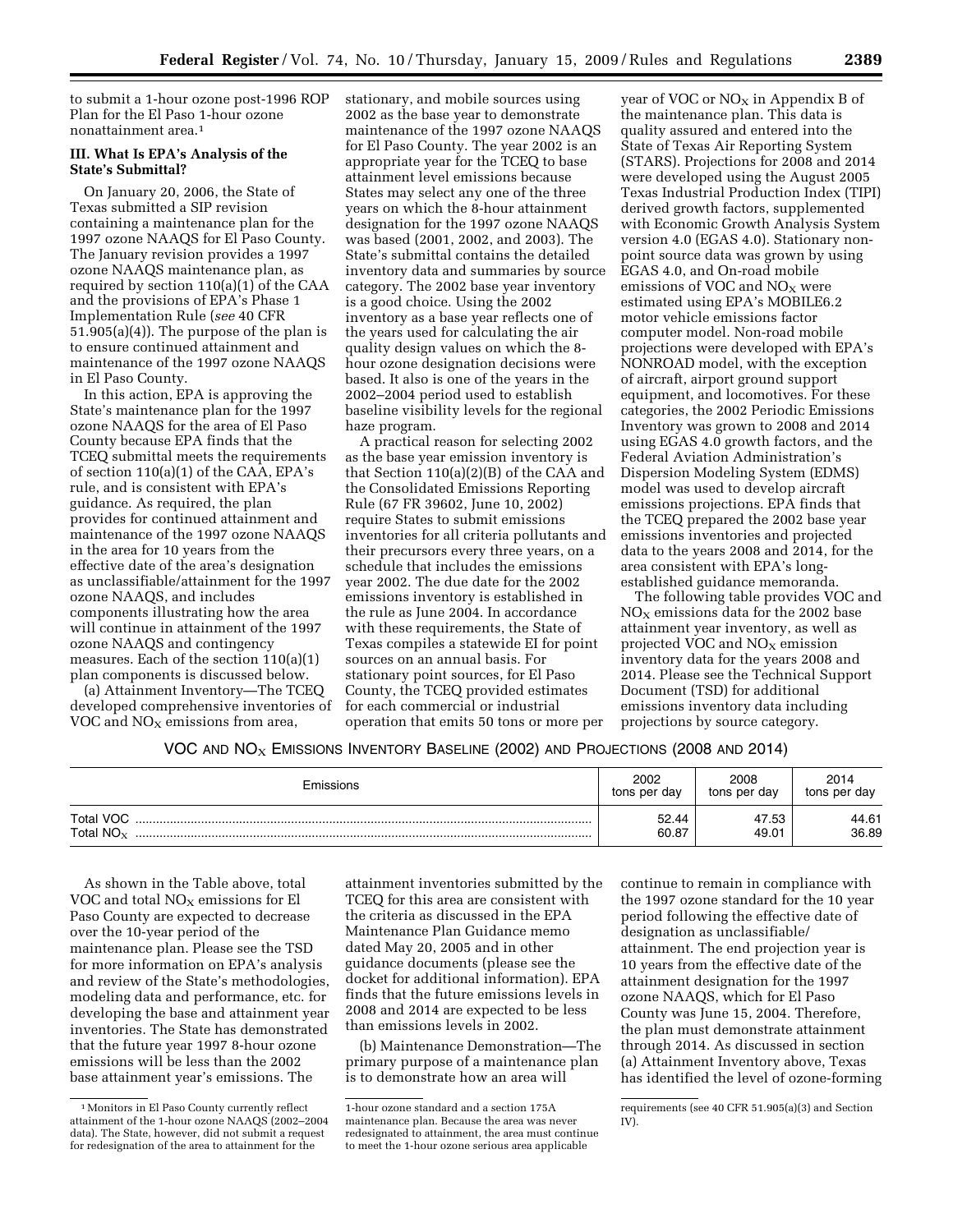to submit a 1-hour ozone post-1996 ROP Plan for the El Paso 1-hour ozone nonattainment area.[1]

### III. What Is EPA's Analysis of the State's Submittal?

On January 20, 2006, the State of Texas submitted a SIP revision containing a maintenance plan for the 1997 ozone NAAQS for El Paso County. The January revision provides a 1997 ozone NAAQS maintenance plan, as required by section 110(a)(1) of the CAA and the provisions of EPA's Phase 1 Implementation Rule (*see* 40 CFR 51.905(a)(4)). The purpose of the plan is to ensure continued attainment and maintenance of the 1997 ozone NAAQS in El Paso County.

In this action, EPA is approving the State's maintenance plan for the 1997 ozone NAAQS for the area of El Paso County because EPA finds that the TCEQ submittal meets the requirements of section 110(a)(1) of the CAA, EPA's rule, and is consistent with EPA's guidance. As required, the plan provides for continued attainment and maintenance of the 1997 ozone NAAQS in the area for 10 years from the effective date of the area's designation as unclassifiable/attainment for the 1997 ozone NAAQS, and includes components illustrating how the area will continue in attainment of the 1997 ozone NAAQS and contingency measures. Each of the section 110(a)(1) plan components is discussed below.

(a) Attainment Inventory—The TCEQ developed comprehensive inventories of VOC and $NO_X$ emissions from area, stationary, and mobile sources using 2002 as the base year to demonstrate maintenance of the 1997 ozone NAAQS for El Paso County. The year 2002 is an appropriate year for the TCEQ to base attainment level emissions because States may select any one of the three years on which the 8-hour attainment designation for the 1997 ozone NAAQS was based (2001, 2002, and 2003). The State's submittal contains the detailed inventory data and summaries by source category. The 2002 base year inventory is a good choice. Using the 2002 inventory as a base year reflects one of the years used for calculating the air quality design values on which the 8-hour ozone designation decisions were based. It also is one of the years in the 2002–2004 period used to establish baseline visibility levels for the regional haze program.

A practical reason for selecting 2002 as the base year emission inventory is that Section 110(a)(2)(B) of the CAA and the Consolidated Emissions Reporting Rule (67 FR 39602, June 10, 2002) require States to submit emissions inventories for all criteria pollutants and their precursors every three years, on a schedule that includes the emissions year 2002. The due date for the 2002 emissions inventory is established in the rule as June 2004. In accordance with these requirements, the State of Texas compiles a statewide EI for point sources on an annual basis. For stationary point sources, for El Paso County, the TCEQ provided estimates for each commercial or industrial operation that emits 50 tons or more per year of VOC or $NO_X$ in Appendix B of the maintenance plan. This data is quality assured and entered into the State of Texas Air Reporting System (STARS). Projections for 2008 and 2014 were developed using the August 2005 Texas Industrial Production Index (TIPI) derived growth factors, supplemented with Economic Growth Analysis System version 4.0 (EGAS 4.0). Stationary non-point source data was grown by using EGAS 4.0, and On-road mobile emissions of VOC and $NO_X$ were estimated using EPA's MOBILE6.2 motor vehicle emissions factor computer model. Non-road mobile projections were developed with EPA's NONROAD model, with the exception of aircraft, airport ground support equipment, and locomotives. For these categories, the 2002 Periodic Emissions Inventory was grown to 2008 and 2014 using EGAS 4.0 growth factors, and the Federal Aviation Administration's Dispersion Modeling System (EDMS) model was used to develop aircraft emissions projections. EPA finds that the TCEQ prepared the 2002 base year emissions inventories and projected data to the years 2008 and 2014, for the area consistent with EPA's long-established guidance memoranda.

The following table provides VOC and $NO_X$ emissions data for the 2002 base attainment year inventory, as well as projected VOC and $NO_X$ emission inventory data for the years 2008 and 2014. Please see the Technical Support Document (TSD) for additional emissions inventory data including projections by source category.

VOC AND $NO_X$ EMISSIONS INVENTORY BASELINE (2002) AND PROJECTIONS (2008 AND 2014)

| Emissions | 2002 tons per day | 2008 tons per day | 2014 tons per day |
|---|---|---|---|
| Total VOC | 52.44 | 47.53 | 44.61 |
| Total $NO_X$ | 60.87 | 49.01 | 36.89 |

As shown in the Table above, total VOC and total $NO_X$ emissions for El Paso County are expected to decrease over the 10-year period of the maintenance plan. Please see the TSD for more information on EPA's analysis and review of the State's methodologies, modeling data and performance, etc. for developing the base and attainment year inventories. The State has demonstrated that the future year 1997 8-hour ozone emissions will be less than the 2002 base attainment year's emissions. The attainment inventories submitted by the TCEQ for this area are consistent with the criteria as discussed in the EPA Maintenance Plan Guidance memo dated May 20, 2005 and in other guidance documents (please see the docket for additional information). EPA finds that the future emissions levels in 2008 and 2014 are expected to be less than emissions levels in 2002.

(b) Maintenance Demonstration—The primary purpose of a maintenance plan is to demonstrate how an area will continue to remain in compliance with the 1997 ozone standard for the 10 year period following the effective date of designation as unclassifiable/attainment. The end projection year is 10 years from the effective date of the attainment designation for the 1997 ozone NAAQS, which for El Paso County was June 15, 2004. Therefore, the plan must demonstrate attainment through 2014. As discussed in section (a) Attainment Inventory above, Texas has identified the level of ozone-forming

---

[1] Monitors in El Paso County currently reflect attainment of the 1-hour ozone NAAQS (2002–2004 data). The State, however, did not submit a request for redesignation of the area to attainment for the 1-hour ozone standard and a section 175A maintenance plan. Because the area was never redesignated to attainment, the area must continue to meet the 1-hour ozone serious area applicable requirements (see 40 CFR 51.905(a)(3) and Section IV).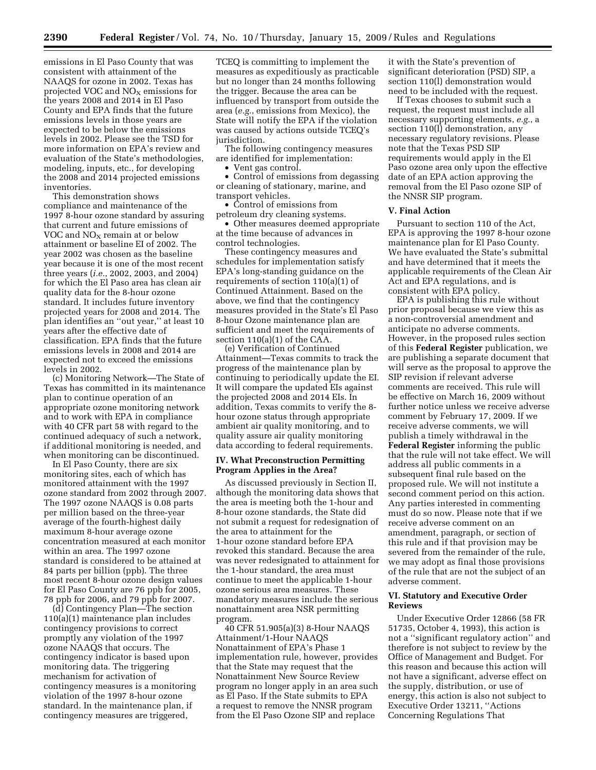emissions in El Paso County that was consistent with attainment of the NAAQS for ozone in 2002. Texas has projected VOC and $NO_X$ emissions for the years 2008 and 2014 in El Paso County and EPA finds that the future emissions levels in those years are expected to be below the emissions levels in 2002. Please see the TSD for more information on EPA's review and evaluation of the State's methodologies, modeling, inputs, etc., for developing the 2008 and 2014 projected emissions inventories.

This demonstration shows compliance and maintenance of the 1997 8-hour ozone standard by assuring that current and future emissions of VOC and $NO_X$ remain at or below attainment or baseline EI of 2002. The year 2002 was chosen as the baseline year because it is one of the most recent three years (*i.e.*, 2002, 2003, and 2004) for which the El Paso area has clean air quality data for the 8-hour ozone standard. It includes future inventory projected years for 2008 and 2014. The plan identifies an ''out year,'' at least 10 years after the effective date of classification. EPA finds that the future emissions levels in 2008 and 2014 are expected not to exceed the emissions levels in 2002.

(c) Monitoring Network—The State of Texas has committed in its maintenance plan to continue operation of an appropriate ozone monitoring network and to work with EPA in compliance with 40 CFR part 58 with regard to the continued adequacy of such a network, if additional monitoring is needed, and when monitoring can be discontinued.

In El Paso County, there are six monitoring sites, each of which has monitored attainment with the 1997 ozone standard from 2002 through 2007. The 1997 ozone NAAQS is 0.08 parts per million based on the three-year average of the fourth-highest daily maximum 8-hour average ozone concentration measured at each monitor within an area. The 1997 ozone standard is considered to be attained at 84 parts per billion (ppb). The three most recent 8-hour ozone design values for El Paso County are 76 ppb for 2005, 78 ppb for 2006, and 79 ppb for 2007.

(d) Contingency Plan—The section 110(a)(1) maintenance plan includes contingency provisions to correct promptly any violation of the 1997 ozone NAAQS that occurs. The contingency indicator is based upon monitoring data. The triggering mechanism for activation of contingency measures is a monitoring violation of the 1997 8-hour ozone standard. In the maintenance plan, if contingency measures are triggered, TCEQ is committing to implement the measures as expeditiously as practicable but no longer than 24 months following the trigger. Because the area can be influenced by transport from outside the area (*e.g.*, emissions from Mexico), the State will notify the EPA if the violation was caused by actions outside TCEQ's jurisdiction.

The following contingency measures are identified for implementation:

- Vent gas control.
- Control of emissions from degassing or cleaning of stationary, marine, and transport vehicles.
- Control of emissions from petroleum dry cleaning systems.
- Other measures deemed appropriate at the time because of advances in control technologies.

These contingency measures and schedules for implementation satisfy EPA's long-standing guidance on the requirements of section 110(a)(1) of Continued Attainment. Based on the above, we find that the contingency measures provided in the State's El Paso 8-hour Ozone maintenance plan are sufficient and meet the requirements of section 110(a)(1) of the CAA.

(e) Verification of Continued Attainment—Texas commits to track the progress of the maintenance plan by continuing to periodically update the EI. It will compare the updated EIs against the projected 2008 and 2014 EIs. In addition, Texas commits to verify the 8-hour ozone status through appropriate ambient air quality monitoring, and to quality assure air quality monitoring data according to federal requirements.

## IV. What Preconstruction Permitting Program Applies in the Area?

As discussed previously in Section II, although the monitoring data shows that the area is meeting both the 1-hour and 8-hour ozone standards, the State did not submit a request for redesignation of the area to attainment for the 1-hour ozone standard before EPA revoked this standard. Because the area was never redesignated to attainment for the 1-hour standard, the area must continue to meet the applicable 1-hour ozone serious area measures. These mandatory measures include the serious nonattainment area NSR permitting program.

40 CFR 51.905(a)(3) 8-Hour NAAQS Attainment/1-Hour NAAQS Nonattainment of EPA's Phase 1 implementation rule, however, provides that the State may request that the Nonattainment New Source Review program no longer apply in an area such as El Paso. If the State submits to EPA a request to remove the NNSR program from the El Paso Ozone SIP and replace it with the State's prevention of significant deterioration (PSD) SIP, a section 110(l) demonstration would need to be included with the request.

If Texas chooses to submit such a request, the request must include all necessary supporting elements, *e.g.*, a section 110(l) demonstration, any necessary regulatory revisions. Please note that the Texas PSD SIP requirements would apply in the El Paso ozone area only upon the effective date of an EPA action approving the removal from the El Paso ozone SIP of the NNSR SIP program.

## V. Final Action

Pursuant to section 110 of the Act, EPA is approving the 1997 8-hour ozone maintenance plan for El Paso County. We have evaluated the State's submittal and have determined that it meets the applicable requirements of the Clean Air Act and EPA regulations, and is consistent with EPA policy.

EPA is publishing this rule without prior proposal because we view this as a non-controversial amendment and anticipate no adverse comments. However, in the proposed rules section of this **Federal Register** publication, we are publishing a separate document that will serve as the proposal to approve the SIP revision if relevant adverse comments are received. This rule will be effective on March 16, 2009 without further notice unless we receive adverse comment by February 17, 2009. If we receive adverse comments, we will publish a timely withdrawal in the **Federal Register** informing the public that the rule will not take effect. We will address all public comments in a subsequent final rule based on the proposed rule. We will not institute a second comment period on this action. Any parties interested in commenting must do so now. Please note that if we receive adverse comment on an amendment, paragraph, or section of this rule and if that provision may be severed from the remainder of the rule, we may adopt as final those provisions of the rule that are not the subject of an adverse comment.

## VI. Statutory and Executive Order Reviews

Under Executive Order 12866 (58 FR 51735, October 4, 1993), this action is not a ''significant regulatory action'' and therefore is not subject to review by the Office of Management and Budget. For this reason and because this action will not have a significant, adverse effect on the supply, distribution, or use of energy, this action is also not subject to Executive Order 13211, ''Actions Concerning Regulations That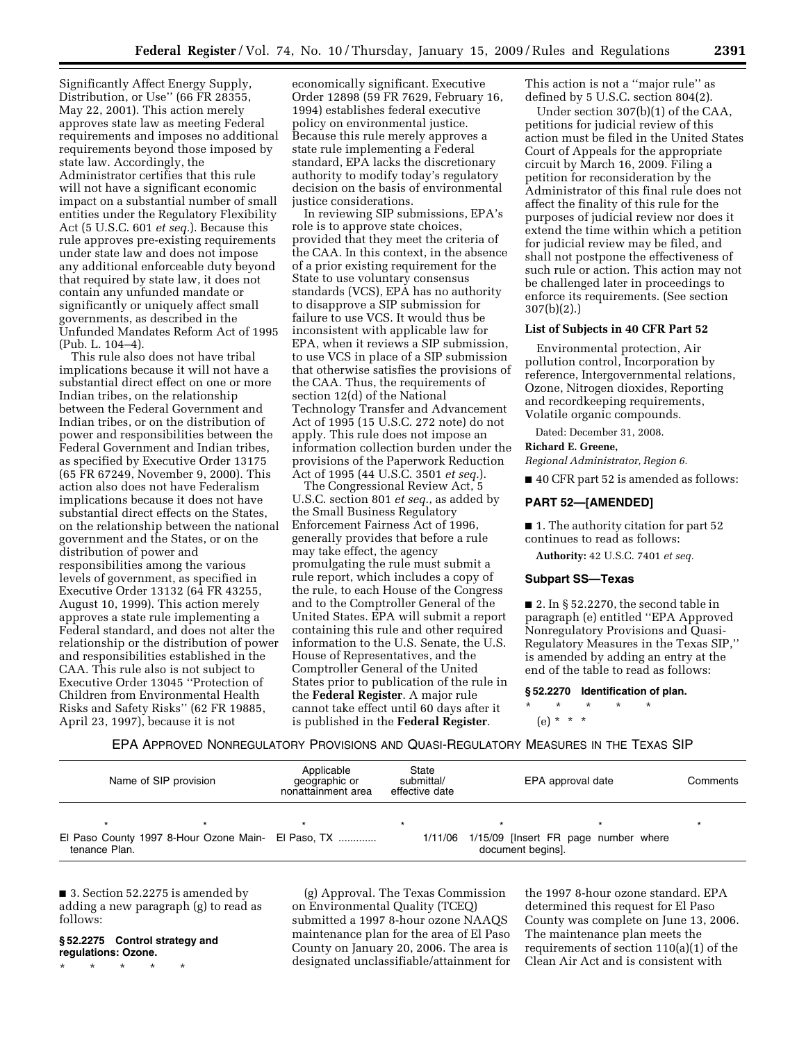Significantly Affect Energy Supply, Distribution, or Use'' (66 FR 28355, May 22, 2001). This action merely approves state law as meeting Federal requirements and imposes no additional requirements beyond those imposed by state law. Accordingly, the Administrator certifies that this rule will not have a significant economic impact on a substantial number of small entities under the Regulatory Flexibility Act (5 U.S.C. 601 *et seq.*). Because this rule approves pre-existing requirements under state law and does not impose any additional enforceable duty beyond that required by state law, it does not contain any unfunded mandate or significantly or uniquely affect small governments, as described in the Unfunded Mandates Reform Act of 1995 (Pub. L. 104–4).

This rule also does not have tribal implications because it will not have a substantial direct effect on one or more Indian tribes, on the relationship between the Federal Government and Indian tribes, or on the distribution of power and responsibilities between the Federal Government and Indian tribes, as specified by Executive Order 13175 (65 FR 67249, November 9, 2000). This action also does not have Federalism implications because it does not have substantial direct effects on the States, on the relationship between the national government and the States, or on the distribution of power and responsibilities among the various levels of government, as specified in Executive Order 13132 (64 FR 43255, August 10, 1999). This action merely approves a state rule implementing a Federal standard, and does not alter the relationship or the distribution of power and responsibilities established in the CAA. This rule also is not subject to Executive Order 13045 ''Protection of Children from Environmental Health Risks and Safety Risks'' (62 FR 19885, April 23, 1997), because it is not economically significant. Executive Order 12898 (59 FR 7629, February 16, 1994) establishes federal executive policy on environmental justice. Because this rule merely approves a state rule implementing a Federal standard, EPA lacks the discretionary authority to modify today's regulatory decision on the basis of environmental justice considerations.

In reviewing SIP submissions, EPA's role is to approve state choices, provided that they meet the criteria of the CAA. In this context, in the absence of a prior existing requirement for the State to use voluntary consensus standards (VCS), EPA has no authority to disapprove a SIP submission for failure to use VCS. It would thus be inconsistent with applicable law for EPA, when it reviews a SIP submission, to use VCS in place of a SIP submission that otherwise satisfies the provisions of the CAA. Thus, the requirements of section 12(d) of the National Technology Transfer and Advancement Act of 1995 (15 U.S.C. 272 note) do not apply. This rule does not impose an information collection burden under the provisions of the Paperwork Reduction Act of 1995 (44 U.S.C. 3501 *et seq.*).

The Congressional Review Act, 5 U.S.C. section 801 *et seq.*, as added by the Small Business Regulatory Enforcement Fairness Act of 1996, generally provides that before a rule may take effect, the agency promulgating the rule must submit a rule report, which includes a copy of the rule, to each House of the Congress and to the Comptroller General of the United States. EPA will submit a report containing this rule and other required information to the U.S. Senate, the U.S. House of Representatives, and the Comptroller General of the United States prior to publication of the rule in the **Federal Register**. A major rule cannot take effect until 60 days after it is published in the **Federal Register**. This action is not a ''major rule'' as defined by 5 U.S.C. section 804(2).

Under section 307(b)(1) of the CAA, petitions for judicial review of this action must be filed in the United States Court of Appeals for the appropriate circuit by March 16, 2009. Filing a petition for reconsideration by the Administrator of this final rule does not affect the finality of this rule for the purposes of judicial review nor does it extend the time within which a petition for judicial review may be filed, and shall not postpone the effectiveness of such rule or action. This action may not be challenged later in proceedings to enforce its requirements. (See section 307(b)(2).)

### List of Subjects in 40 CFR Part 52

Environmental protection, Air pollution control, Incorporation by reference, Intergovernmental relations, Ozone, Nitrogen dioxides, Reporting and recordkeeping requirements, Volatile organic compounds.

Dated: December 31, 2008.

**Richard E. Greene,**

*Regional Administrator, Region 6.*

■ 40 CFR part 52 is amended as follows:

## PART 52—[AMENDED]

■ 1. The authority citation for part 52 continues to read as follows:

**Authority:** 42 U.S.C. 7401 *et seq.*

### Subpart SS—Texas

■ 2. In § 52.2270, the second table in paragraph (e) entitled ''EPA Approved Nonregulatory Provisions and Quasi-Regulatory Measures in the Texas SIP,'' is amended by adding an entry at the end of the table to read as follows:

**§ 52.2270 Identification of plan.**

\* \* \* \* \*

(e) \* \* \*

EPA APPROVED NONREGULATORY PROVISIONS AND QUASI-REGULATORY MEASURES IN THE TEXAS SIP

| Name of SIP provision | Applicable geographic or nonattainment area | State submittal/ effective date | EPA approval date | Comments |
|---|---|---|---|---|
| * | * | * | * | * |
| El Paso County 1997 8-Hour Ozone Maintenance Plan. | El Paso, TX ............ | 1/11/06 | 1/15/09 [Insert FR page number where document begins]. | |

■ 3. Section 52.2275 is amended by adding a new paragraph (g) to read as follows:

**§ 52.2275 Control strategy and regulations: Ozone.**

\* \* \* \* \*

(g) Approval. The Texas Commission on Environmental Quality (TCEQ) submitted a 1997 8-hour ozone NAAQS maintenance plan for the area of El Paso County on January 20, 2006. The area is designated unclassifiable/attainment for the 1997 8-hour ozone standard. EPA determined this request for El Paso County was complete on June 13, 2006. The maintenance plan meets the requirements of section 110(a)(1) of the Clean Air Act and is consistent with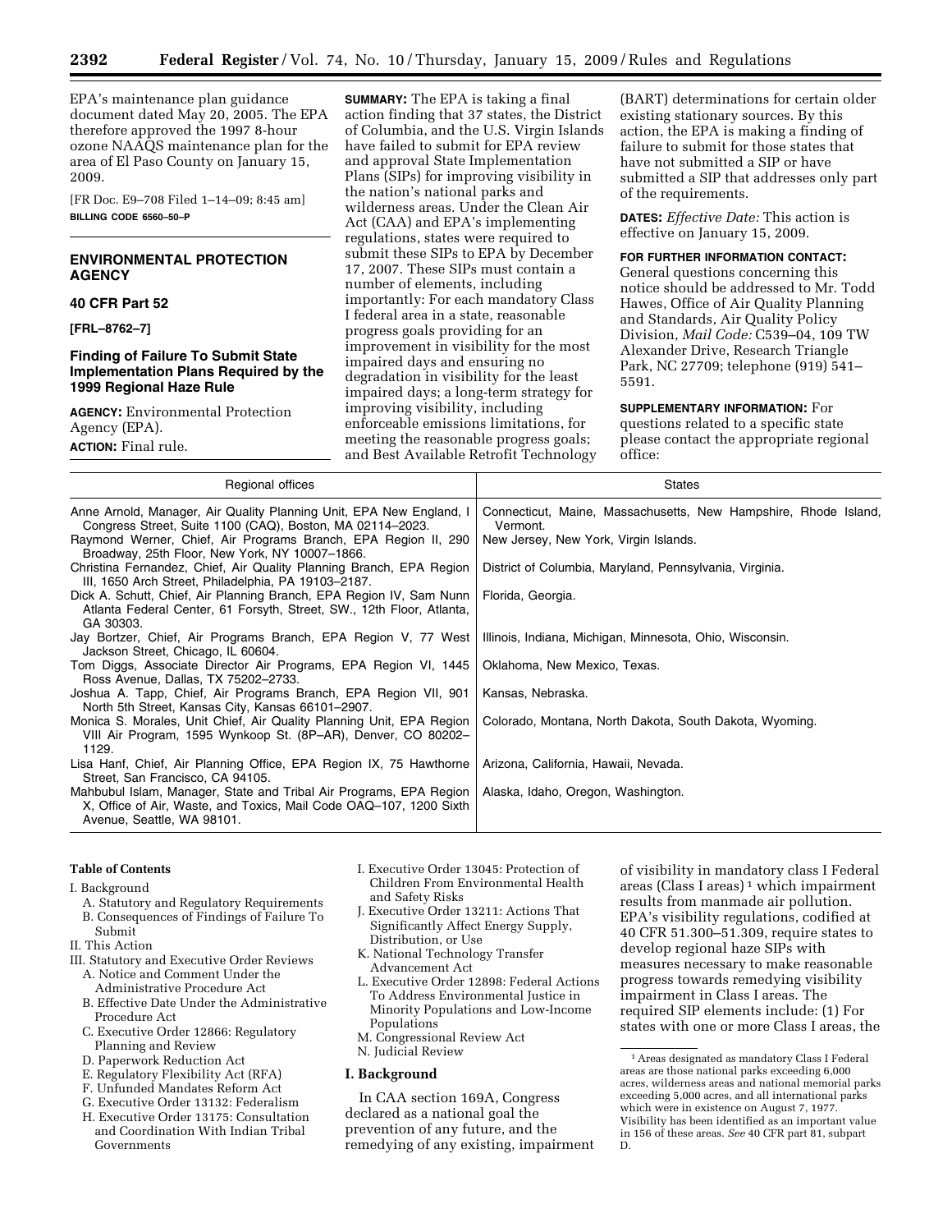EPA's maintenance plan guidance document dated May 20, 2005. The EPA therefore approved the 1997 8-hour ozone NAAQS maintenance plan for the area of El Paso County on January 15, 2009.

[FR Doc. E9–708 Filed 1–14–09; 8:45 am]

**BILLING CODE 6560–50–P**

## ENVIRONMENTAL PROTECTION AGENCY

### 40 CFR Part 52

**[FRL–8762–7]**

### Finding of Failure To Submit State Implementation Plans Required by the 1999 Regional Haze Rule

**AGENCY:** Environmental Protection Agency (EPA).

**ACTION:** Final rule.

**SUMMARY:** The EPA is taking a final action finding that 37 states, the District of Columbia, and the U.S. Virgin Islands have failed to submit for EPA review and approval State Implementation Plans (SIPs) for improving visibility in the nation's national parks and wilderness areas. Under the Clean Air Act (CAA) and EPA's implementing regulations, states were required to submit these SIPs to EPA by December 17, 2007. These SIPs must contain a number of elements, including importantly: For each mandatory Class I federal area in a state, reasonable progress goals providing for an improvement in visibility for the most impaired days and ensuring no degradation in visibility for the least impaired days; a long-term strategy for improving visibility, including enforceable emissions limitations, for meeting the reasonable progress goals; and Best Available Retrofit Technology (BART) determinations for certain older existing stationary sources. By this action, the EPA is making a finding of failure to submit for those states that have not submitted a SIP or have submitted a SIP that addresses only part of the requirements.

**DATES:** *Effective Date:* This action is effective on January 15, 2009.

**FOR FURTHER INFORMATION CONTACT:** General questions concerning this notice should be addressed to Mr. Todd Hawes, Office of Air Quality Planning and Standards, Air Quality Policy Division, *Mail Code:* C539–04, 109 TW Alexander Drive, Research Triangle Park, NC 27709; telephone (919) 541–5591.

**SUPPLEMENTARY INFORMATION:** For questions related to a specific state please contact the appropriate regional office:

| Regional offices | States |
|---|---|
| Anne Arnold, Manager, Air Quality Planning Unit, EPA New England, I Congress Street, Suite 1100 (CAQ), Boston, MA 02114–2023. | Connecticut, Maine, Massachusetts, New Hampshire, Rhode Island, Vermont. |
| Raymond Werner, Chief, Air Programs Branch, EPA Region II, 290 Broadway, 25th Floor, New York, NY 10007–1866. | New Jersey, New York, Virgin Islands. |
| Christina Fernandez, Chief, Air Quality Planning Branch, EPA Region III, 1650 Arch Street, Philadelphia, PA 19103–2187. | District of Columbia, Maryland, Pennsylvania, Virginia. |
| Dick A. Schutt, Chief, Air Planning Branch, EPA Region IV, Sam Nunn Atlanta Federal Center, 61 Forsyth, Street, SW., 12th Floor, Atlanta, GA 30303. | Florida, Georgia. |
| Jay Bortzer, Chief, Air Programs Branch, EPA Region V, 77 West Jackson Street, Chicago, IL 60604. | Illinois, Indiana, Michigan, Minnesota, Ohio, Wisconsin. |
| Tom Diggs, Associate Director Air Programs, EPA Region VI, 1445 Ross Avenue, Dallas, TX 75202–2733. | Oklahoma, New Mexico, Texas. |
| Joshua A. Tapp, Chief, Air Programs Branch, EPA Region VII, 901 North 5th Street, Kansas City, Kansas 66101–2907. | Kansas, Nebraska. |
| Monica S. Morales, Unit Chief, Air Quality Planning Unit, EPA Region VIII Air Program, 1595 Wynkoop St. (8P–AR), Denver, CO 80202–1129. | Colorado, Montana, North Dakota, South Dakota, Wyoming. |
| Lisa Hanf, Chief, Air Planning Office, EPA Region IX, 75 Hawthorne Street, San Francisco, CA 94105. | Arizona, California, Hawaii, Nevada. |
| Mahbubul Islam, Manager, State and Tribal Air Programs, EPA Region X, Office of Air, Waste, and Toxics, Mail Code OAQ–107, 1200 Sixth Avenue, Seattle, WA 98101. | Alaska, Idaho, Oregon, Washington. |

**Table of Contents**

I. Background
- A. Statutory and Regulatory Requirements
- B. Consequences of Findings of Failure To Submit

II. This Action

III. Statutory and Executive Order Reviews
- A. Notice and Comment Under the Administrative Procedure Act
- B. Effective Date Under the Administrative Procedure Act
- C. Executive Order 12866: Regulatory Planning and Review
- D. Paperwork Reduction Act
- E. Regulatory Flexibility Act (RFA)
- F. Unfunded Mandates Reform Act
- G. Executive Order 13132: Federalism
- H. Executive Order 13175: Consultation and Coordination With Indian Tribal Governments
- I. Executive Order 13045: Protection of Children From Environmental Health and Safety Risks
- J. Executive Order 13211: Actions That Significantly Affect Energy Supply, Distribution, or Use
- K. National Technology Transfer Advancement Act
- L. Executive Order 12898: Federal Actions To Address Environmental Justice in Minority Populations and Low-Income Populations
- M. Congressional Review Act
- N. Judicial Review

## I. Background

In CAA section 169A, Congress declared as a national goal the prevention of any future, and the remedying of any existing, impairment of visibility in mandatory class I Federal areas (Class I areas) [1] which impairment results from manmade air pollution. EPA's visibility regulations, codified at 40 CFR 51.300–51.309, require states to develop regional haze SIPs with measures necessary to make reasonable progress towards remedying visibility impairment in Class I areas. The required SIP elements include: (1) For states with one or more Class I areas, the

[1] Areas designated as mandatory Class I Federal areas are those national parks exceeding 6,000 acres, wilderness areas and national memorial parks exceeding 5,000 acres, and all international parks which were in existence on August 7, 1977. Visibility has been identified as an important value in 156 of these areas. *See* 40 CFR part 81, subpart D.